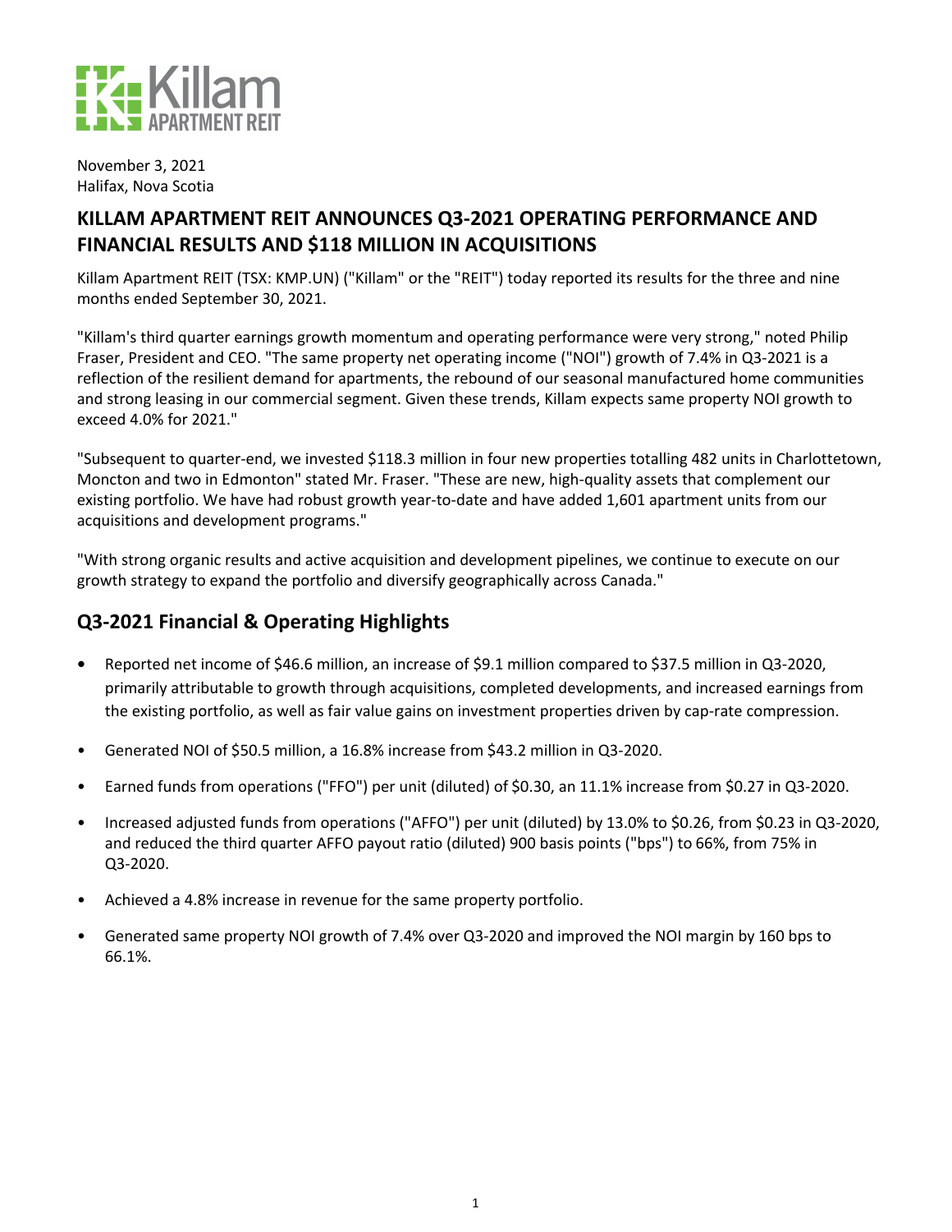Killam APARTMENT REIT

November 3, 2021
Halifax, Nova Scotia

# KILLAM APARTMENT REIT ANNOUNCES Q3-2021 OPERATING PERFORMANCE AND FINANCIAL RESULTS AND $118 MILLION IN ACQUISITIONS

Killam Apartment REIT (TSX: KMP.UN) ("Killam" or the "REIT") today reported its results for the three and nine months ended September 30, 2021.

"Killam's third quarter earnings growth momentum and operating performance were very strong," noted Philip Fraser, President and CEO. "The same property net operating income ("NOI") growth of 7.4% in Q3-2021 is a reflection of the resilient demand for apartments, the rebound of our seasonal manufactured home communities and strong leasing in our commercial segment. Given these trends, Killam expects same property NOI growth to exceed 4.0% for 2021."

"Subsequent to quarter-end, we invested $118.3 million in four new properties totalling 482 units in Charlottetown, Moncton and two in Edmonton" stated Mr. Fraser. "These are new, high-quality assets that complement our existing portfolio. We have had robust growth year-to-date and have added 1,601 apartment units from our acquisitions and development programs."

"With strong organic results and active acquisition and development pipelines, we continue to execute on our growth strategy to expand the portfolio and diversify geographically across Canada."

## Q3-2021 Financial & Operating Highlights

- Reported net income of $46.6 million, an increase of $9.1 million compared to $37.5 million in Q3-2020, primarily attributable to growth through acquisitions, completed developments, and increased earnings from the existing portfolio, as well as fair value gains on investment properties driven by cap-rate compression.
- Generated NOI of $50.5 million, a 16.8% increase from $43.2 million in Q3-2020.
- Earned funds from operations ("FFO") per unit (diluted) of $0.30, an 11.1% increase from $0.27 in Q3-2020.
- Increased adjusted funds from operations ("AFFO") per unit (diluted) by 13.0% to $0.26, from $0.23 in Q3-2020, and reduced the third quarter AFFO payout ratio (diluted) 900 basis points ("bps") to 66%, from 75% in Q3-2020.
- Achieved a 4.8% increase in revenue for the same property portfolio.
- Generated same property NOI growth of 7.4% over Q3-2020 and improved the NOI margin by 160 bps to 66.1%.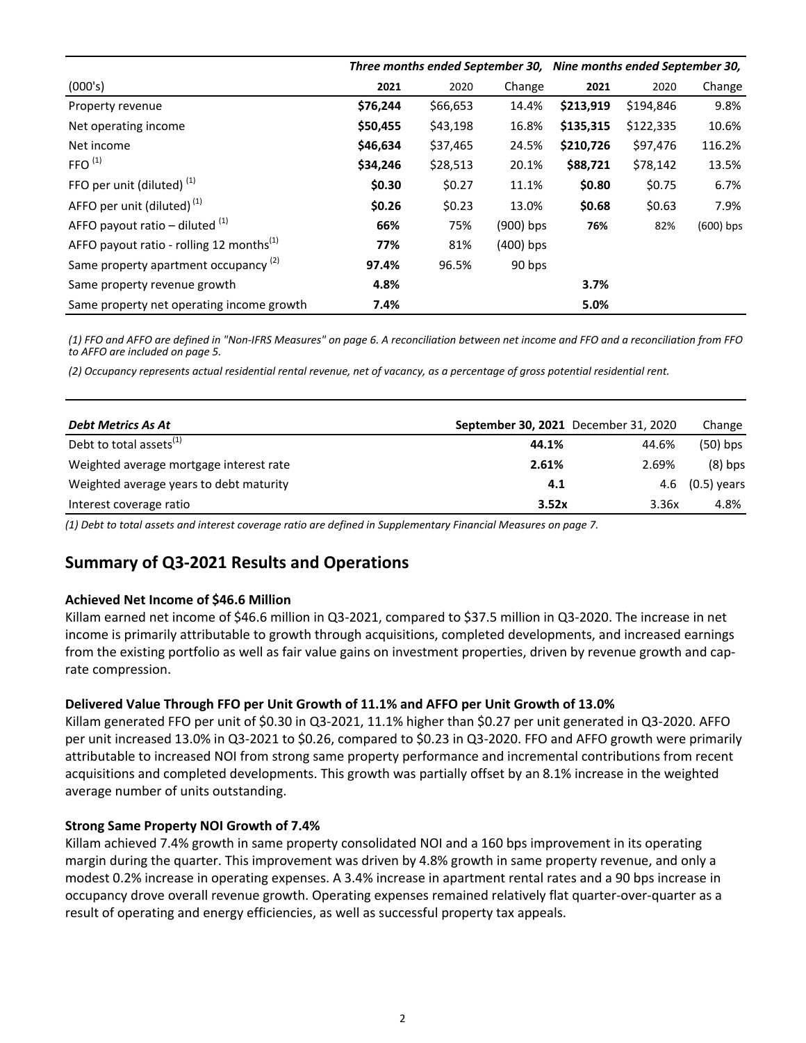| (000's) | Three months ended September 30, 2021 | 2020 | Change | Nine months ended September 30, 2021 | 2020 | Change |
|---|---|---|---|---|---|---|
| Property revenue | **$76,244** | $66,653 | 14.4% | **$213,919** | $194,846 | 9.8% |
| Net operating income | **$50,455** | $43,198 | 16.8% | **$135,315** | $122,335 | 10.6% |
| Net income | **$46,634** | $37,465 | 24.5% | **$210,726** | $97,476 | 116.2% |
| FFO [(1)] | **$34,246** | $28,513 | 20.1% | **$88,721** | $78,142 | 13.5% |
| FFO per unit (diluted) [(1)] | **$0.30** | $0.27 | 11.1% | **$0.80** | $0.75 | 6.7% |
| AFFO per unit (diluted) [(1)] | **$0.26** | $0.23 | 13.0% | **$0.68** | $0.63 | 7.9% |
| AFFO payout ratio – diluted [(1)] | **66%** | 75% | (900) bps | **76%** | 82% | (600) bps |
| AFFO payout ratio - rolling 12 months[(1)] | **77%** | 81% | (400) bps | | | |
| Same property apartment occupancy [(2)] | **97.4%** | 96.5% | 90 bps | | | |
| Same property revenue growth | **4.8%** | | | **3.7%** | | |
| Same property net operating income growth | **7.4%** | | | **5.0%** | | |

*(1) FFO and AFFO are defined in "Non-IFRS Measures" on page 6. A reconciliation between net income and FFO and a reconciliation from FFO to AFFO are included on page 5.*

*(2) Occupancy represents actual residential rental revenue, net of vacancy, as a percentage of gross potential residential rent.*

| ***Debt Metrics As At*** | **September 30, 2021** | December 31, 2020 | Change |
|---|---|---|---|
| Debt to total assets[(1)] | **44.1%** | 44.6% | (50) bps |
| Weighted average mortgage interest rate | **2.61%** | 2.69% | (8) bps |
| Weighted average years to debt maturity | **4.1** | 4.6 | (0.5) years |
| Interest coverage ratio | **3.52x** | 3.36x | 4.8% |

*(1) Debt to total assets and interest coverage ratio are defined in Supplementary Financial Measures on page 7.*

## Summary of Q3-2021 Results and Operations

### Achieved Net Income of $46.6 Million

Killam earned net income of $46.6 million in Q3-2021, compared to $37.5 million in Q3-2020. The increase in net income is primarily attributable to growth through acquisitions, completed developments, and increased earnings from the existing portfolio as well as fair value gains on investment properties, driven by revenue growth and cap-rate compression.

### Delivered Value Through FFO per Unit Growth of 11.1% and AFFO per Unit Growth of 13.0%

Killam generated FFO per unit of $0.30 in Q3-2021, 11.1% higher than $0.27 per unit generated in Q3-2020. AFFO per unit increased 13.0% in Q3-2021 to $0.26, compared to $0.23 in Q3-2020. FFO and AFFO growth were primarily attributable to increased NOI from strong same property performance and incremental contributions from recent acquisitions and completed developments. This growth was partially offset by an 8.1% increase in the weighted average number of units outstanding.

### Strong Same Property NOI Growth of 7.4%

Killam achieved 7.4% growth in same property consolidated NOI and a 160 bps improvement in its operating margin during the quarter. This improvement was driven by 4.8% growth in same property revenue, and only a modest 0.2% increase in operating expenses. A 3.4% increase in apartment rental rates and a 90 bps increase in occupancy drove overall revenue growth. Operating expenses remained relatively flat quarter-over-quarter as a result of operating and energy efficiencies, as well as successful property tax appeals.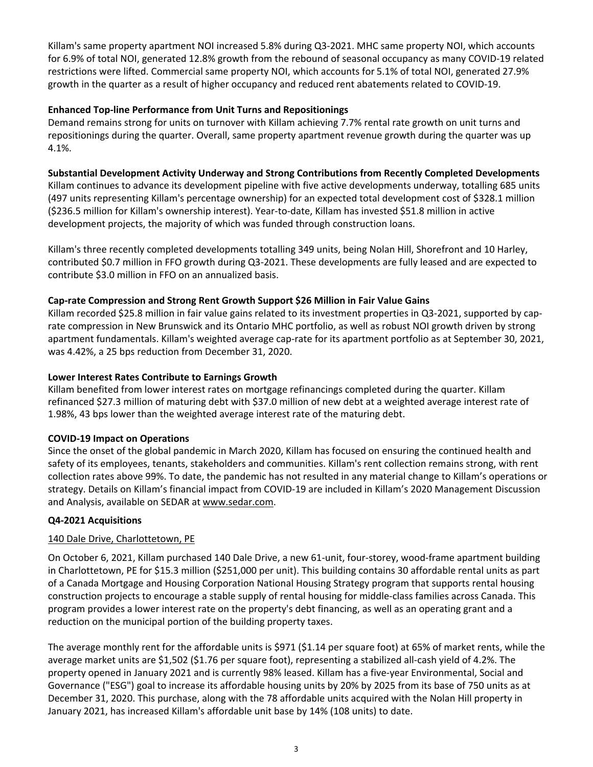Killam's same property apartment NOI increased 5.8% during Q3-2021. MHC same property NOI, which accounts for 6.9% of total NOI, generated 12.8% growth from the rebound of seasonal occupancy as many COVID-19 related restrictions were lifted. Commercial same property NOI, which accounts for 5.1% of total NOI, generated 27.9% growth in the quarter as a result of higher occupancy and reduced rent abatements related to COVID-19.

**Enhanced Top-line Performance from Unit Turns and Repositionings**

Demand remains strong for units on turnover with Killam achieving 7.7% rental rate growth on unit turns and repositionings during the quarter. Overall, same property apartment revenue growth during the quarter was up 4.1%.

**Substantial Development Activity Underway and Strong Contributions from Recently Completed Developments**

Killam continues to advance its development pipeline with five active developments underway, totalling 685 units (497 units representing Killam's percentage ownership) for an expected total development cost of $328.1 million ($236.5 million for Killam's ownership interest). Year-to-date, Killam has invested $51.8 million in active development projects, the majority of which was funded through construction loans.

Killam's three recently completed developments totalling 349 units, being Nolan Hill, Shorefront and 10 Harley, contributed $0.7 million in FFO growth during Q3-2021. These developments are fully leased and are expected to contribute $3.0 million in FFO on an annualized basis.

**Cap-rate Compression and Strong Rent Growth Support $26 Million in Fair Value Gains**

Killam recorded $25.8 million in fair value gains related to its investment properties in Q3-2021, supported by cap-rate compression in New Brunswick and its Ontario MHC portfolio, as well as robust NOI growth driven by strong apartment fundamentals. Killam's weighted average cap-rate for its apartment portfolio as at September 30, 2021, was 4.42%, a 25 bps reduction from December 31, 2020.

**Lower Interest Rates Contribute to Earnings Growth**

Killam benefited from lower interest rates on mortgage refinancings completed during the quarter. Killam refinanced $27.3 million of maturing debt with $37.0 million of new debt at a weighted average interest rate of 1.98%, 43 bps lower than the weighted average interest rate of the maturing debt.

**COVID-19 Impact on Operations**

Since the onset of the global pandemic in March 2020, Killam has focused on ensuring the continued health and safety of its employees, tenants, stakeholders and communities. Killam's rent collection remains strong, with rent collection rates above 99%. To date, the pandemic has not resulted in any material change to Killam's operations or strategy. Details on Killam's financial impact from COVID-19 are included in Killam's 2020 Management Discussion and Analysis, available on SEDAR at www.sedar.com.

**Q4-2021 Acquisitions**

140 Dale Drive, Charlottetown, PE

On October 6, 2021, Killam purchased 140 Dale Drive, a new 61-unit, four-storey, wood-frame apartment building in Charlottetown, PE for $15.3 million ($251,000 per unit). This building contains 30 affordable rental units as part of a Canada Mortgage and Housing Corporation National Housing Strategy program that supports rental housing construction projects to encourage a stable supply of rental housing for middle-class families across Canada. This program provides a lower interest rate on the property's debt financing, as well as an operating grant and a reduction on the municipal portion of the building property taxes.

The average monthly rent for the affordable units is $971 ($1.14 per square foot) at 65% of market rents, while the average market units are $1,502 ($1.76 per square foot), representing a stabilized all-cash yield of 4.2%. The property opened in January 2021 and is currently 98% leased. Killam has a five-year Environmental, Social and Governance ("ESG") goal to increase its affordable housing units by 20% by 2025 from its base of 750 units as at December 31, 2020. This purchase, along with the 78 affordable units acquired with the Nolan Hill property in January 2021, has increased Killam's affordable unit base by 14% (108 units) to date.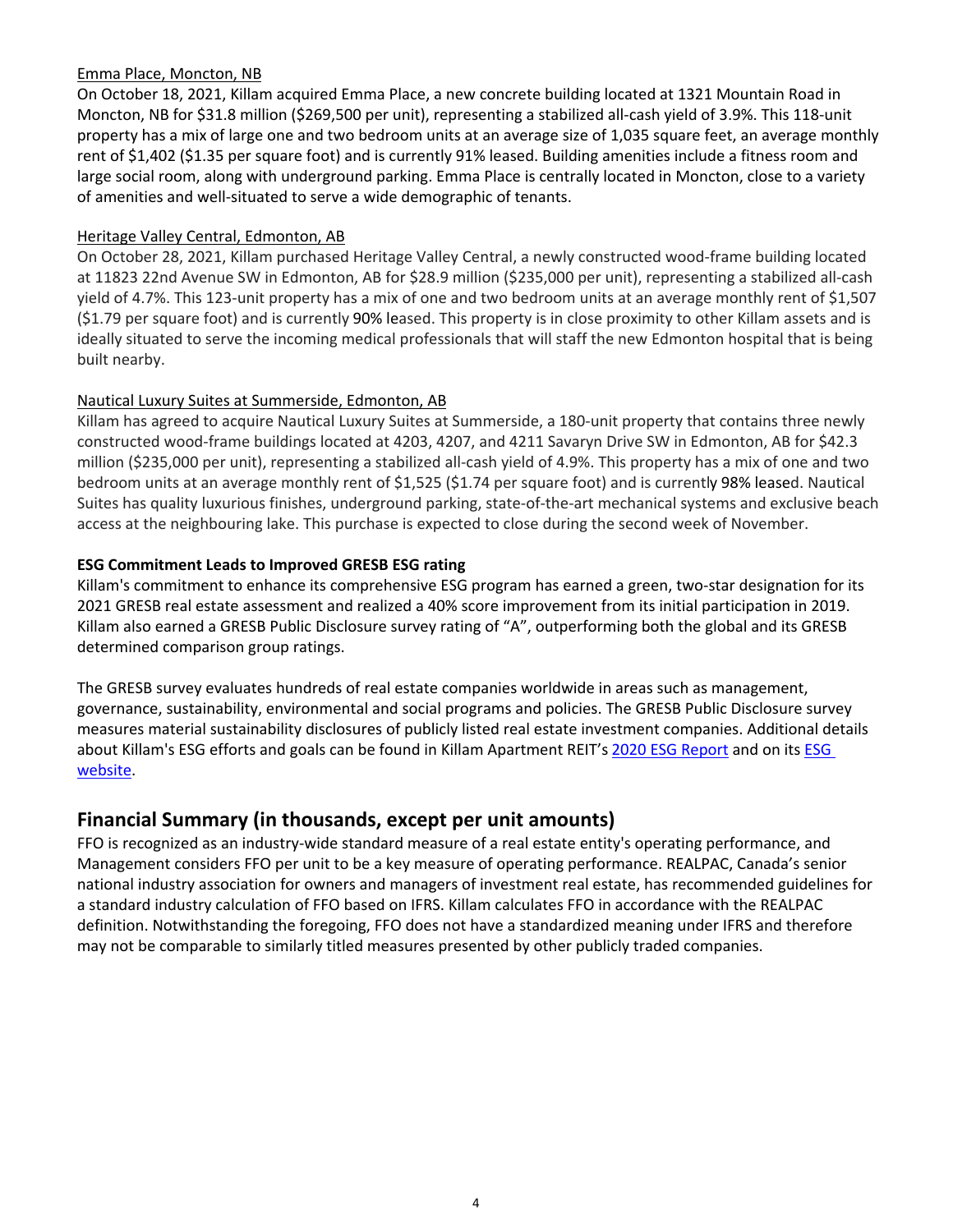Emma Place, Moncton, NB

On October 18, 2021, Killam acquired Emma Place, a new concrete building located at 1321 Mountain Road in Moncton, NB for $31.8 million ($269,500 per unit), representing a stabilized all-cash yield of 3.9%. This 118-unit property has a mix of large one and two bedroom units at an average size of 1,035 square feet, an average monthly rent of $1,402 ($1.35 per square foot) and is currently 91% leased. Building amenities include a fitness room and large social room, along with underground parking. Emma Place is centrally located in Moncton, close to a variety of amenities and well-situated to serve a wide demographic of tenants.

Heritage Valley Central, Edmonton, AB

On October 28, 2021, Killam purchased Heritage Valley Central, a newly constructed wood-frame building located at 11823 22nd Avenue SW in Edmonton, AB for $28.9 million ($235,000 per unit), representing a stabilized all-cash yield of 4.7%. This 123-unit property has a mix of one and two bedroom units at an average monthly rent of $1,507 ($1.79 per square foot) and is currently 90% leased. This property is in close proximity to other Killam assets and is ideally situated to serve the incoming medical professionals that will staff the new Edmonton hospital that is being built nearby.

Nautical Luxury Suites at Summerside, Edmonton, AB

Killam has agreed to acquire Nautical Luxury Suites at Summerside, a 180-unit property that contains three newly constructed wood-frame buildings located at 4203, 4207, and 4211 Savaryn Drive SW in Edmonton, AB for $42.3 million ($235,000 per unit), representing a stabilized all-cash yield of 4.9%. This property has a mix of one and two bedroom units at an average monthly rent of $1,525 ($1.74 per square foot) and is currently 98% leased. Nautical Suites has quality luxurious finishes, underground parking, state-of-the-art mechanical systems and exclusive beach access at the neighbouring lake. This purchase is expected to close during the second week of November.

**ESG Commitment Leads to Improved GRESB ESG rating**

Killam's commitment to enhance its comprehensive ESG program has earned a green, two-star designation for its 2021 GRESB real estate assessment and realized a 40% score improvement from its initial participation in 2019. Killam also earned a GRESB Public Disclosure survey rating of "A", outperforming both the global and its GRESB determined comparison group ratings.

The GRESB survey evaluates hundreds of real estate companies worldwide in areas such as management, governance, sustainability, environmental and social programs and policies. The GRESB Public Disclosure survey measures material sustainability disclosures of publicly listed real estate investment companies. Additional details about Killam's ESG efforts and goals can be found in Killam Apartment REIT's 2020 ESG Report and on its ESG website.

## Financial Summary (in thousands, except per unit amounts)

FFO is recognized as an industry-wide standard measure of a real estate entity's operating performance, and Management considers FFO per unit to be a key measure of operating performance. REALPAC, Canada's senior national industry association for owners and managers of investment real estate, has recommended guidelines for a standard industry calculation of FFO based on IFRS. Killam calculates FFO in accordance with the REALPAC definition. Notwithstanding the foregoing, FFO does not have a standardized meaning under IFRS and therefore may not be comparable to similarly titled measures presented by other publicly traded companies.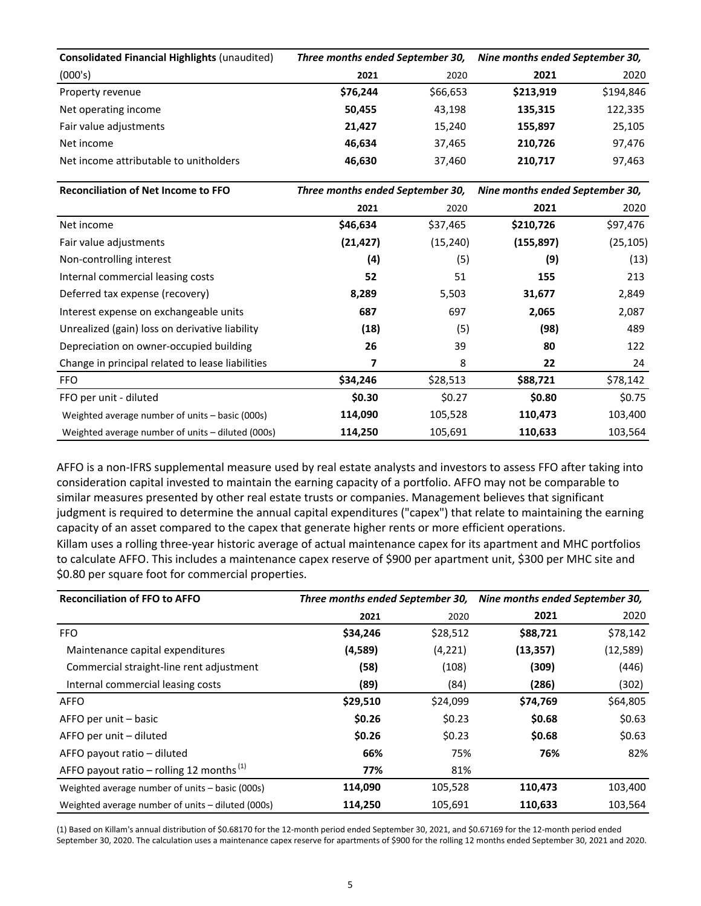| **Consolidated Financial Highlights** (unaudited) | ***Three months ended September 30,*** | | ***Nine months ended September 30,*** | |
|---|---|---|---|---|
| (000's) | **2021** | 2020 | **2021** | 2020 |
| Property revenue | **$76,244** | $66,653 | **$213,919** | $194,846 |
| Net operating income | **50,455** | 43,198 | **135,315** | 122,335 |
| Fair value adjustments | **21,427** | 15,240 | **155,897** | 25,105 |
| Net income | **46,634** | 37,465 | **210,726** | 97,476 |
| Net income attributable to unitholders | **46,630** | 37,460 | **210,717** | 97,463 |

| **Reconciliation of Net Income to FFO** | ***Three months ended September 30,*** | | ***Nine months ended September 30,*** | |
|---|---|---|---|---|
| | **2021** | 2020 | **2021** | 2020 |
| Net income | **$46,634** | $37,465 | **$210,726** | $97,476 |
| Fair value adjustments | **(21,427)** | (15,240) | **(155,897)** | (25,105) |
| Non-controlling interest | **(4)** | (5) | **(9)** | (13) |
| Internal commercial leasing costs | **52** | 51 | **155** | 213 |
| Deferred tax expense (recovery) | **8,289** | 5,503 | **31,677** | 2,849 |
| Interest expense on exchangeable units | **687** | 697 | **2,065** | 2,087 |
| Unrealized (gain) loss on derivative liability | **(18)** | (5) | **(98)** | 489 |
| Depreciation on owner-occupied building | **26** | 39 | **80** | 122 |
| Change in principal related to lease liabilities | **7** | 8 | **22** | 24 |
| FFO | **$34,246** | $28,513 | **$88,721** | $78,142 |
| FFO per unit - diluted | **$0.30** | $0.27 | **$0.80** | $0.75 |
| Weighted average number of units – basic (000s) | **114,090** | 105,528 | **110,473** | 103,400 |
| Weighted average number of units – diluted (000s) | **114,250** | 105,691 | **110,633** | 103,564 |

AFFO is a non-IFRS supplemental measure used by real estate analysts and investors to assess FFO after taking into consideration capital invested to maintain the earning capacity of a portfolio. AFFO may not be comparable to similar measures presented by other real estate trusts or companies. Management believes that significant judgment is required to determine the annual capital expenditures ("capex") that relate to maintaining the earning capacity of an asset compared to the capex that generate higher rents or more efficient operations.

Killam uses a rolling three-year historic average of actual maintenance capex for its apartment and MHC portfolios to calculate AFFO. This includes a maintenance capex reserve of $900 per apartment unit, $300 per MHC site and $0.80 per square foot for commercial properties.

| **Reconciliation of FFO to AFFO** | ***Three months ended September 30,*** | | ***Nine months ended September 30,*** | |
|---|---|---|---|---|
| | **2021** | 2020 | **2021** | 2020 |
| FFO | **$34,246** | $28,512 | **$88,721** | $78,142 |
| Maintenance capital expenditures | **(4,589)** | (4,221) | **(13,357)** | (12,589) |
| Commercial straight-line rent adjustment | **(58)** | (108) | **(309)** | (446) |
| Internal commercial leasing costs | **(89)** | (84) | **(286)** | (302) |
| AFFO | **$29,510** | $24,099 | **$74,769** | $64,805 |
| AFFO per unit – basic | **$0.26** | $0.23 | **$0.68** | $0.63 |
| AFFO per unit – diluted | **$0.26** | $0.23 | **$0.68** | $0.63 |
| AFFO payout ratio – diluted | **66%** | 75% | **76%** | 82% |
| AFFO payout ratio – rolling 12 months [(1)] | **77%** | 81% | | |
| Weighted average number of units – basic (000s) | **114,090** | 105,528 | **110,473** | 103,400 |
| Weighted average number of units – diluted (000s) | **114,250** | 105,691 | **110,633** | 103,564 |

(1) Based on Killam's annual distribution of $0.68170 for the 12-month period ended September 30, 2021, and $0.67169 for the 12-month period ended September 30, 2020. The calculation uses a maintenance capex reserve for apartments of $900 for the rolling 12 months ended September 30, 2021 and 2020.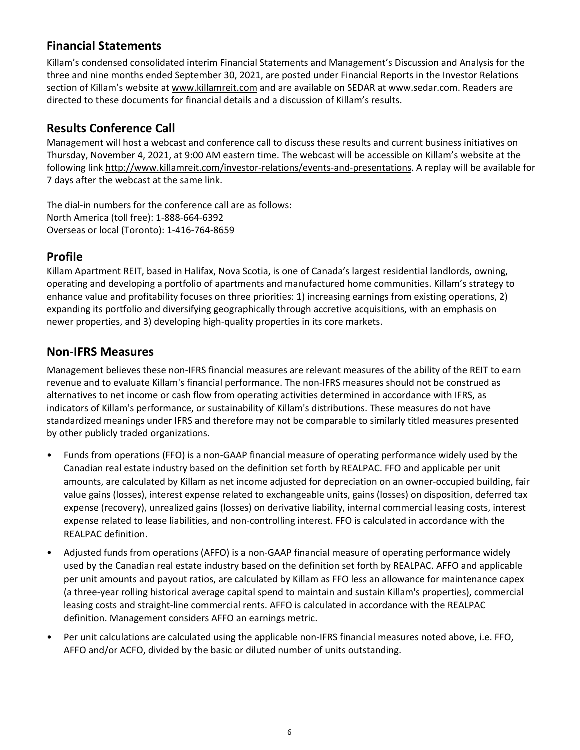## Financial Statements

Killam's condensed consolidated interim Financial Statements and Management's Discussion and Analysis for the three and nine months ended September 30, 2021, are posted under Financial Reports in the Investor Relations section of Killam's website at www.killamreit.com and are available on SEDAR at www.sedar.com. Readers are directed to these documents for financial details and a discussion of Killam's results.

## Results Conference Call

Management will host a webcast and conference call to discuss these results and current business initiatives on Thursday, November 4, 2021, at 9:00 AM eastern time. The webcast will be accessible on Killam's website at the following link http://www.killamreit.com/investor-relations/events-and-presentations. A replay will be available for 7 days after the webcast at the same link.

The dial-in numbers for the conference call are as follows:
North America (toll free): 1-888-664-6392
Overseas or local (Toronto): 1-416-764-8659

## Profile

Killam Apartment REIT, based in Halifax, Nova Scotia, is one of Canada's largest residential landlords, owning, operating and developing a portfolio of apartments and manufactured home communities. Killam's strategy to enhance value and profitability focuses on three priorities: 1) increasing earnings from existing operations, 2) expanding its portfolio and diversifying geographically through accretive acquisitions, with an emphasis on newer properties, and 3) developing high-quality properties in its core markets.

## Non-IFRS Measures

Management believes these non-IFRS financial measures are relevant measures of the ability of the REIT to earn revenue and to evaluate Killam's financial performance. The non-IFRS measures should not be construed as alternatives to net income or cash flow from operating activities determined in accordance with IFRS, as indicators of Killam's performance, or sustainability of Killam's distributions. These measures do not have standardized meanings under IFRS and therefore may not be comparable to similarly titled measures presented by other publicly traded organizations.

- Funds from operations (FFO) is a non-GAAP financial measure of operating performance widely used by the Canadian real estate industry based on the definition set forth by REALPAC. FFO and applicable per unit amounts, are calculated by Killam as net income adjusted for depreciation on an owner-occupied building, fair value gains (losses), interest expense related to exchangeable units, gains (losses) on disposition, deferred tax expense (recovery), unrealized gains (losses) on derivative liability, internal commercial leasing costs, interest expense related to lease liabilities, and non-controlling interest. FFO is calculated in accordance with the REALPAC definition.
- Adjusted funds from operations (AFFO) is a non-GAAP financial measure of operating performance widely used by the Canadian real estate industry based on the definition set forth by REALPAC. AFFO and applicable per unit amounts and payout ratios, are calculated by Killam as FFO less an allowance for maintenance capex (a three-year rolling historical average capital spend to maintain and sustain Killam's properties), commercial leasing costs and straight-line commercial rents. AFFO is calculated in accordance with the REALPAC definition. Management considers AFFO an earnings metric.
- Per unit calculations are calculated using the applicable non-IFRS financial measures noted above, i.e. FFO, AFFO and/or ACFO, divided by the basic or diluted number of units outstanding.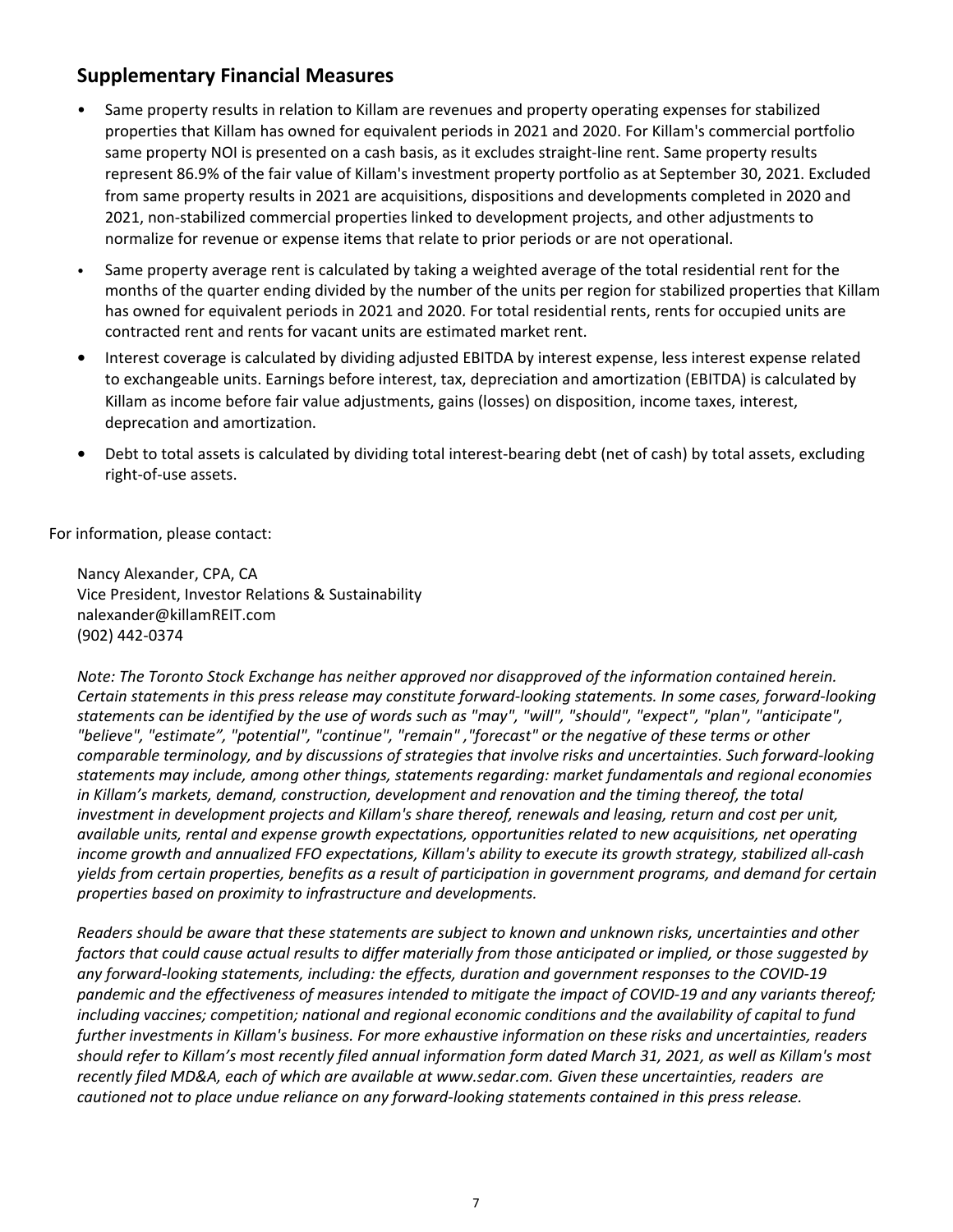## Supplementary Financial Measures

- Same property results in relation to Killam are revenues and property operating expenses for stabilized properties that Killam has owned for equivalent periods in 2021 and 2020. For Killam's commercial portfolio same property NOI is presented on a cash basis, as it excludes straight-line rent. Same property results represent 86.9% of the fair value of Killam's investment property portfolio as at September 30, 2021. Excluded from same property results in 2021 are acquisitions, dispositions and developments completed in 2020 and 2021, non-stabilized commercial properties linked to development projects, and other adjustments to normalize for revenue or expense items that relate to prior periods or are not operational.
- Same property average rent is calculated by taking a weighted average of the total residential rent for the months of the quarter ending divided by the number of the units per region for stabilized properties that Killam has owned for equivalent periods in 2021 and 2020. For total residential rents, rents for occupied units are contracted rent and rents for vacant units are estimated market rent.
- Interest coverage is calculated by dividing adjusted EBITDA by interest expense, less interest expense related to exchangeable units. Earnings before interest, tax, depreciation and amortization (EBITDA) is calculated by Killam as income before fair value adjustments, gains (losses) on disposition, income taxes, interest, deprecation and amortization.
- Debt to total assets is calculated by dividing total interest-bearing debt (net of cash) by total assets, excluding right-of-use assets.

For information, please contact:

Nancy Alexander, CPA, CA
Vice President, Investor Relations & Sustainability
nalexander@killamREIT.com
(902) 442-0374

*Note: The Toronto Stock Exchange has neither approved nor disapproved of the information contained herein. Certain statements in this press release may constitute forward-looking statements. In some cases, forward-looking statements can be identified by the use of words such as "may", "will", "should", "expect", "plan", "anticipate", "believe", "estimate", "potential", "continue", "remain" ,"forecast" or the negative of these terms or other comparable terminology, and by discussions of strategies that involve risks and uncertainties. Such forward-looking statements may include, among other things, statements regarding: market fundamentals and regional economies in Killam's markets, demand, construction, development and renovation and the timing thereof, the total investment in development projects and Killam's share thereof, renewals and leasing, return and cost per unit, available units, rental and expense growth expectations, opportunities related to new acquisitions, net operating income growth and annualized FFO expectations, Killam's ability to execute its growth strategy, stabilized all-cash yields from certain properties, benefits as a result of participation in government programs, and demand for certain properties based on proximity to infrastructure and developments.*

*Readers should be aware that these statements are subject to known and unknown risks, uncertainties and other factors that could cause actual results to differ materially from those anticipated or implied, or those suggested by any forward-looking statements, including: the effects, duration and government responses to the COVID-19 pandemic and the effectiveness of measures intended to mitigate the impact of COVID-19 and any variants thereof; including vaccines; competition; national and regional economic conditions and the availability of capital to fund further investments in Killam's business. For more exhaustive information on these risks and uncertainties, readers should refer to Killam's most recently filed annual information form dated March 31, 2021, as well as Killam's most recently filed MD&A, each of which are available at www.sedar.com. Given these uncertainties, readers are cautioned not to place undue reliance on any forward-looking statements contained in this press release.*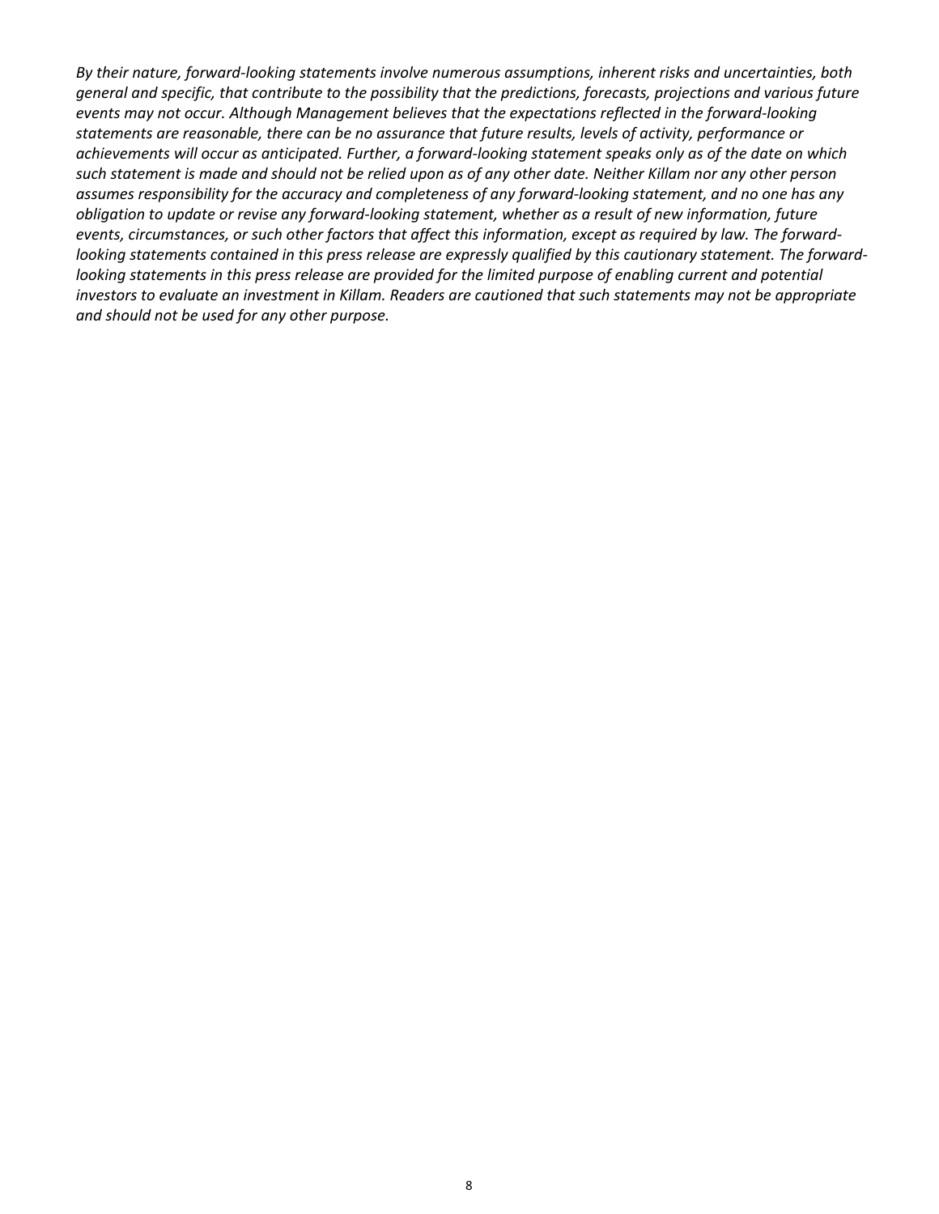*By their nature, forward-looking statements involve numerous assumptions, inherent risks and uncertainties, both general and specific, that contribute to the possibility that the predictions, forecasts, projections and various future events may not occur. Although Management believes that the expectations reflected in the forward-looking statements are reasonable, there can be no assurance that future results, levels of activity, performance or achievements will occur as anticipated. Further, a forward-looking statement speaks only as of the date on which such statement is made and should not be relied upon as of any other date. Neither Killam nor any other person assumes responsibility for the accuracy and completeness of any forward-looking statement, and no one has any obligation to update or revise any forward-looking statement, whether as a result of new information, future events, circumstances, or such other factors that affect this information, except as required by law. The forward-looking statements contained in this press release are expressly qualified by this cautionary statement. The forward-looking statements in this press release are provided for the limited purpose of enabling current and potential investors to evaluate an investment in Killam. Readers are cautioned that such statements may not be appropriate and should not be used for any other purpose.*